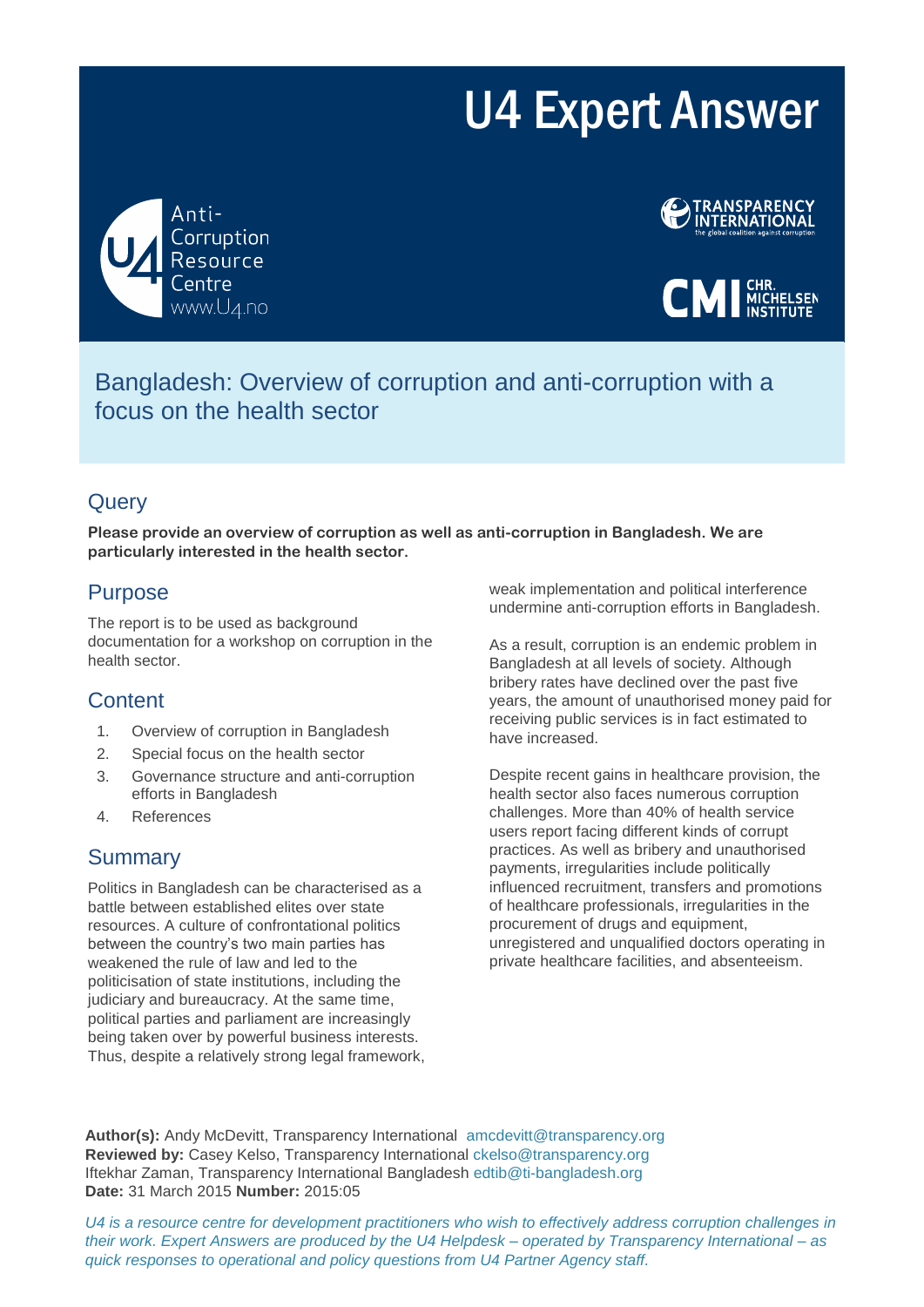# U4 Expert Answer

Anti-Corruption Resource Centre
www.U4.no

TRANSPARENCY INTERNATIONAL
the global coalition against corruption

CMI CHR. MICHELSEN INSTITUTE

## Bangladesh: Overview of corruption and anti-corruption with a focus on the health sector

## Query

**Please provide an overview of corruption as well as anti-corruption in Bangladesh. We are particularly interested in the health sector.**

## Purpose

The report is to be used as background documentation for a workshop on corruption in the health sector.

## Content

1. Overview of corruption in Bangladesh
2. Special focus on the health sector
3. Governance structure and anti-corruption efforts in Bangladesh
4. References

## Summary

Politics in Bangladesh can be characterised as a battle between established elites over state resources. A culture of confrontational politics between the country's two main parties has weakened the rule of law and led to the politicisation of state institutions, including the judiciary and bureaucracy. At the same time, political parties and parliament are increasingly being taken over by powerful business interests. Thus, despite a relatively strong legal framework, weak implementation and political interference undermine anti-corruption efforts in Bangladesh.

As a result, corruption is an endemic problem in Bangladesh at all levels of society. Although bribery rates have declined over the past five years, the amount of unauthorised money paid for receiving public services is in fact estimated to have increased.

Despite recent gains in healthcare provision, the health sector also faces numerous corruption challenges. More than 40% of health service users report facing different kinds of corrupt practices. As well as bribery and unauthorised payments, irregularities include politically influenced recruitment, transfers and promotions of healthcare professionals, irregularities in the procurement of drugs and equipment, unregistered and unqualified doctors operating in private healthcare facilities, and absenteeism.

**Author(s):** Andy McDevitt, Transparency International amcdevitt@transparency.org
**Reviewed by:** Casey Kelso, Transparency International ckelso@transparency.org
Iftekhar Zaman, Transparency International Bangladesh edtib@ti-bangladesh.org
**Date:** 31 March 2015 **Number:** 2015:05

*U4 is a resource centre for development practitioners who wish to effectively address corruption challenges in their work. Expert Answers are produced by the U4 Helpdesk – operated by Transparency International – as quick responses to operational and policy questions from U4 Partner Agency staff.*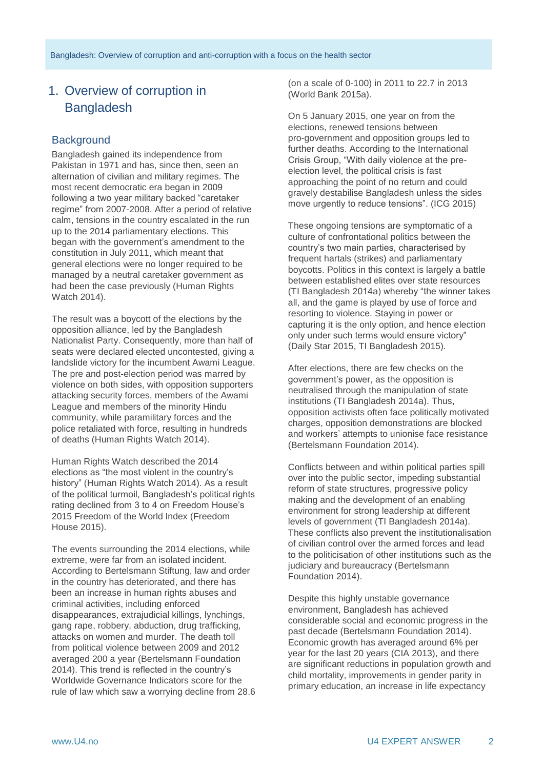# 1. Overview of corruption in Bangladesh

## Background

Bangladesh gained its independence from Pakistan in 1971 and has, since then, seen an alternation of civilian and military regimes. The most recent democratic era began in 2009 following a two year military backed "caretaker regime" from 2007-2008. After a period of relative calm, tensions in the country escalated in the run up to the 2014 parliamentary elections. This began with the government's amendment to the constitution in July 2011, which meant that general elections were no longer required to be managed by a neutral caretaker government as had been the case previously (Human Rights Watch 2014).

The result was a boycott of the elections by the opposition alliance, led by the Bangladesh Nationalist Party. Consequently, more than half of seats were declared elected uncontested, giving a landslide victory for the incumbent Awami League. The pre and post-election period was marred by violence on both sides, with opposition supporters attacking security forces, members of the Awami League and members of the minority Hindu community, while paramilitary forces and the police retaliated with force, resulting in hundreds of deaths (Human Rights Watch 2014).

Human Rights Watch described the 2014 elections as "the most violent in the country's history" (Human Rights Watch 2014). As a result of the political turmoil, Bangladesh's political rights rating declined from 3 to 4 on Freedom House's 2015 Freedom of the World Index (Freedom House 2015).

The events surrounding the 2014 elections, while extreme, were far from an isolated incident. According to Bertelsmann Stiftung, law and order in the country has deteriorated, and there has been an increase in human rights abuses and criminal activities, including enforced disappearances, extrajudicial killings, lynchings, gang rape, robbery, abduction, drug trafficking, attacks on women and murder. The death toll from political violence between 2009 and 2012 averaged 200 a year (Bertelsmann Foundation 2014). This trend is reflected in the country's Worldwide Governance Indicators score for the rule of law which saw a worrying decline from 28.6 (on a scale of 0-100) in 2011 to 22.7 in 2013 (World Bank 2015a).

On 5 January 2015, one year on from the elections, renewed tensions between pro-government and opposition groups led to further deaths. According to the International Crisis Group, "With daily violence at the pre-election level, the political crisis is fast approaching the point of no return and could gravely destabilise Bangladesh unless the sides move urgently to reduce tensions". (ICG 2015)

These ongoing tensions are symptomatic of a culture of confrontational politics between the country's two main parties, characterised by frequent hartals (strikes) and parliamentary boycotts. Politics in this context is largely a battle between established elites over state resources (TI Bangladesh 2014a) whereby "the winner takes all, and the game is played by use of force and resorting to violence. Staying in power or capturing it is the only option, and hence election only under such terms would ensure victory" (Daily Star 2015, TI Bangladesh 2015).

After elections, there are few checks on the government's power, as the opposition is neutralised through the manipulation of state institutions (TI Bangladesh 2014a). Thus, opposition activists often face politically motivated charges, opposition demonstrations are blocked and workers' attempts to unionise face resistance (Bertelsmann Foundation 2014).

Conflicts between and within political parties spill over into the public sector, impeding substantial reform of state structures, progressive policy making and the development of an enabling environment for strong leadership at different levels of government (TI Bangladesh 2014a). These conflicts also prevent the institutionalisation of civilian control over the armed forces and lead to the politicisation of other institutions such as the judiciary and bureaucracy (Bertelsmann Foundation 2014).

Despite this highly unstable governance environment, Bangladesh has achieved considerable social and economic progress in the past decade (Bertelsmann Foundation 2014). Economic growth has averaged around 6% per year for the last 20 years (CIA 2013), and there are significant reductions in population growth and child mortality, improvements in gender parity in primary education, an increase in life expectancy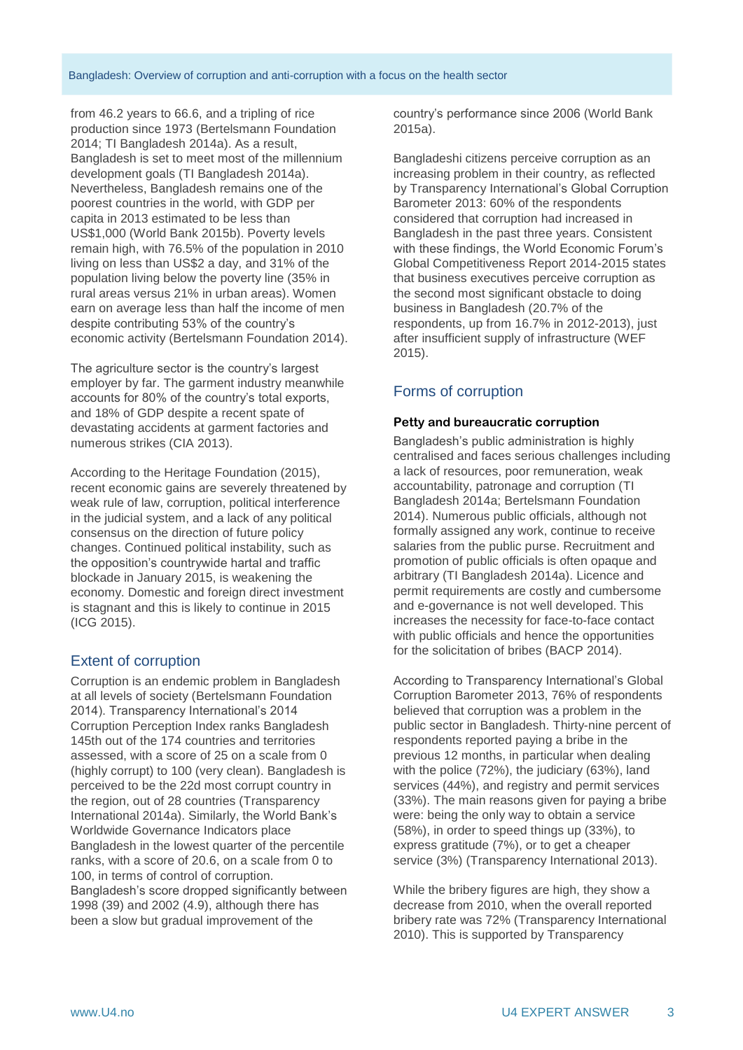from 46.2 years to 66.6, and a tripling of rice production since 1973 (Bertelsmann Foundation 2014; TI Bangladesh 2014a). As a result, Bangladesh is set to meet most of the millennium development goals (TI Bangladesh 2014a). Nevertheless, Bangladesh remains one of the poorest countries in the world, with GDP per capita in 2013 estimated to be less than US$1,000 (World Bank 2015b). Poverty levels remain high, with 76.5% of the population in 2010 living on less than US$2 a day, and 31% of the population living below the poverty line (35% in rural areas versus 21% in urban areas). Women earn on average less than half the income of men despite contributing 53% of the country's economic activity (Bertelsmann Foundation 2014).

The agriculture sector is the country's largest employer by far. The garment industry meanwhile accounts for 80% of the country's total exports, and 18% of GDP despite a recent spate of devastating accidents at garment factories and numerous strikes (CIA 2013).

According to the Heritage Foundation (2015), recent economic gains are severely threatened by weak rule of law, corruption, political interference in the judicial system, and a lack of any political consensus on the direction of future policy changes. Continued political instability, such as the opposition's countrywide hartal and traffic blockade in January 2015, is weakening the economy. Domestic and foreign direct investment is stagnant and this is likely to continue in 2015 (ICG 2015).

## Extent of corruption

Corruption is an endemic problem in Bangladesh at all levels of society (Bertelsmann Foundation 2014). Transparency International's 2014 Corruption Perception Index ranks Bangladesh 145th out of the 174 countries and territories assessed, with a score of 25 on a scale from 0 (highly corrupt) to 100 (very clean). Bangladesh is perceived to be the 22d most corrupt country in the region, out of 28 countries (Transparency International 2014a). Similarly, the World Bank's Worldwide Governance Indicators place Bangladesh in the lowest quarter of the percentile ranks, with a score of 20.6, on a scale from 0 to 100, in terms of control of corruption. Bangladesh's score dropped significantly between 1998 (39) and 2002 (4.9), although there has been a slow but gradual improvement of the country's performance since 2006 (World Bank 2015a).

Bangladeshi citizens perceive corruption as an increasing problem in their country, as reflected by Transparency International's Global Corruption Barometer 2013: 60% of the respondents considered that corruption had increased in Bangladesh in the past three years. Consistent with these findings, the World Economic Forum's Global Competitiveness Report 2014-2015 states that business executives perceive corruption as the second most significant obstacle to doing business in Bangladesh (20.7% of the respondents, up from 16.7% in 2012-2013), just after insufficient supply of infrastructure (WEF 2015).

## Forms of corruption

### Petty and bureaucratic corruption

Bangladesh's public administration is highly centralised and faces serious challenges including a lack of resources, poor remuneration, weak accountability, patronage and corruption (TI Bangladesh 2014a; Bertelsmann Foundation 2014). Numerous public officials, although not formally assigned any work, continue to receive salaries from the public purse. Recruitment and promotion of public officials is often opaque and arbitrary (TI Bangladesh 2014a). Licence and permit requirements are costly and cumbersome and e-governance is not well developed. This increases the necessity for face-to-face contact with public officials and hence the opportunities for the solicitation of bribes (BACP 2014).

According to Transparency International's Global Corruption Barometer 2013, 76% of respondents believed that corruption was a problem in the public sector in Bangladesh. Thirty-nine percent of respondents reported paying a bribe in the previous 12 months, in particular when dealing with the police (72%), the judiciary (63%), land services (44%), and registry and permit services (33%). The main reasons given for paying a bribe were: being the only way to obtain a service (58%), in order to speed things up (33%), to express gratitude (7%), or to get a cheaper service (3%) (Transparency International 2013).

While the bribery figures are high, they show a decrease from 2010, when the overall reported bribery rate was 72% (Transparency International 2010). This is supported by Transparency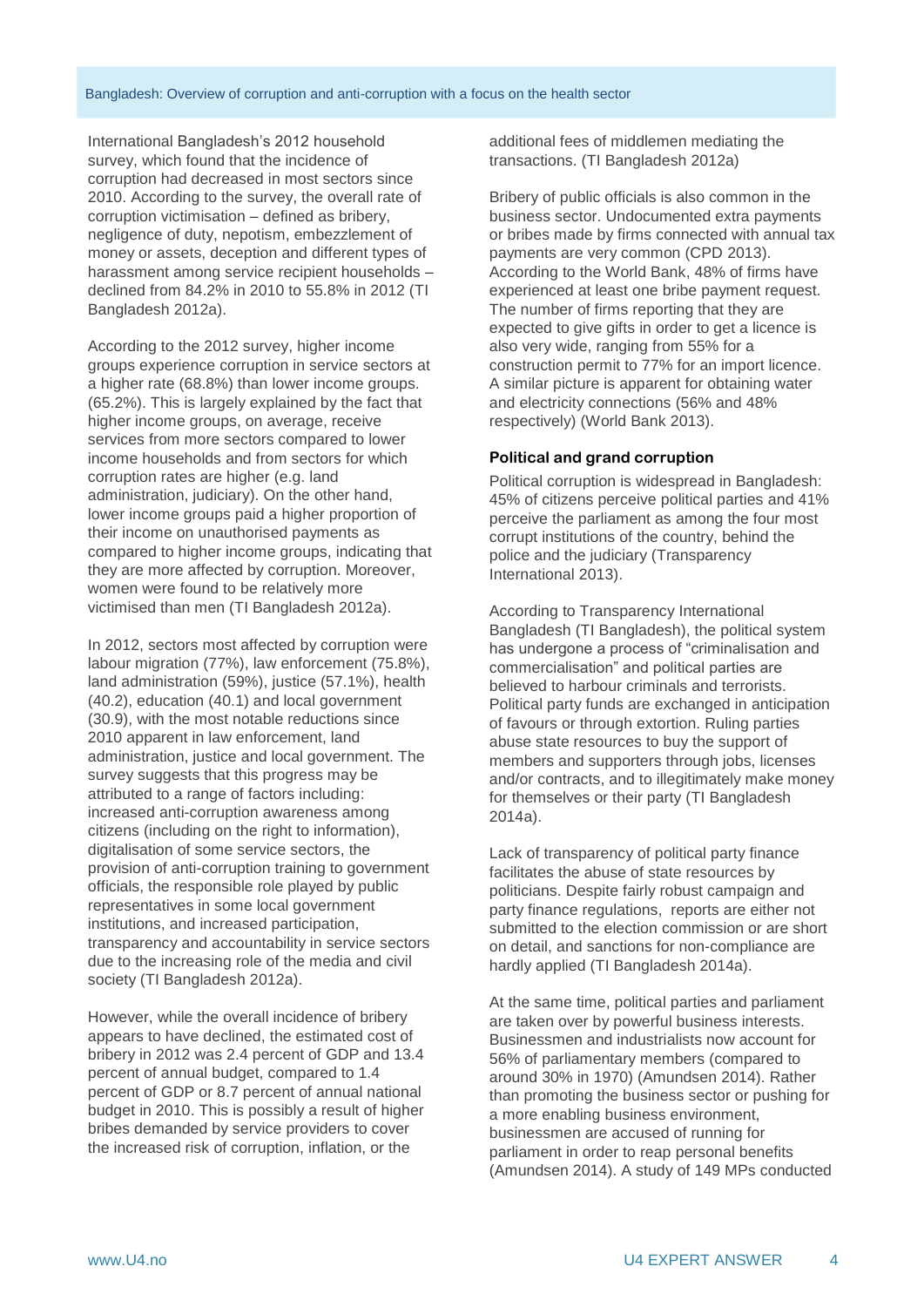International Bangladesh's 2012 household survey, which found that the incidence of corruption had decreased in most sectors since 2010. According to the survey, the overall rate of corruption victimisation – defined as bribery, negligence of duty, nepotism, embezzlement of money or assets, deception and different types of harassment among service recipient households – declined from 84.2% in 2010 to 55.8% in 2012 (TI Bangladesh 2012a).

According to the 2012 survey, higher income groups experience corruption in service sectors at a higher rate (68.8%) than lower income groups. (65.2%). This is largely explained by the fact that higher income groups, on average, receive services from more sectors compared to lower income households and from sectors for which corruption rates are higher (e.g. land administration, judiciary). On the other hand, lower income groups paid a higher proportion of their income on unauthorised payments as compared to higher income groups, indicating that they are more affected by corruption. Moreover, women were found to be relatively more victimised than men (TI Bangladesh 2012a).

In 2012, sectors most affected by corruption were labour migration (77%), law enforcement (75.8%), land administration (59%), justice (57.1%), health (40.2), education (40.1) and local government (30.9), with the most notable reductions since 2010 apparent in law enforcement, land administration, justice and local government. The survey suggests that this progress may be attributed to a range of factors including: increased anti-corruption awareness among citizens (including on the right to information), digitalisation of some service sectors, the provision of anti-corruption training to government officials, the responsible role played by public representatives in some local government institutions, and increased participation, transparency and accountability in service sectors due to the increasing role of the media and civil society (TI Bangladesh 2012a).

However, while the overall incidence of bribery appears to have declined, the estimated cost of bribery in 2012 was 2.4 percent of GDP and 13.4 percent of annual budget, compared to 1.4 percent of GDP or 8.7 percent of annual national budget in 2010. This is possibly a result of higher bribes demanded by service providers to cover the increased risk of corruption, inflation, or the additional fees of middlemen mediating the transactions. (TI Bangladesh 2012a)

Bribery of public officials is also common in the business sector. Undocumented extra payments or bribes made by firms connected with annual tax payments are very common (CPD 2013). According to the World Bank, 48% of firms have experienced at least one bribe payment request. The number of firms reporting that they are expected to give gifts in order to get a licence is also very wide, ranging from 55% for a construction permit to 77% for an import licence. A similar picture is apparent for obtaining water and electricity connections (56% and 48% respectively) (World Bank 2013).

### Political and grand corruption

Political corruption is widespread in Bangladesh: 45% of citizens perceive political parties and 41% perceive the parliament as among the four most corrupt institutions of the country, behind the police and the judiciary (Transparency International 2013).

According to Transparency International Bangladesh (TI Bangladesh), the political system has undergone a process of "criminalisation and commercialisation" and political parties are believed to harbour criminals and terrorists. Political party funds are exchanged in anticipation of favours or through extortion. Ruling parties abuse state resources to buy the support of members and supporters through jobs, licenses and/or contracts, and to illegitimately make money for themselves or their party (TI Bangladesh 2014a).

Lack of transparency of political party finance facilitates the abuse of state resources by politicians. Despite fairly robust campaign and party finance regulations, reports are either not submitted to the election commission or are short on detail, and sanctions for non-compliance are hardly applied (TI Bangladesh 2014a).

At the same time, political parties and parliament are taken over by powerful business interests. Businessmen and industrialists now account for 56% of parliamentary members (compared to around 30% in 1970) (Amundsen 2014). Rather than promoting the business sector or pushing for a more enabling business environment, businessmen are accused of running for parliament in order to reap personal benefits (Amundsen 2014). A study of 149 MPs conducted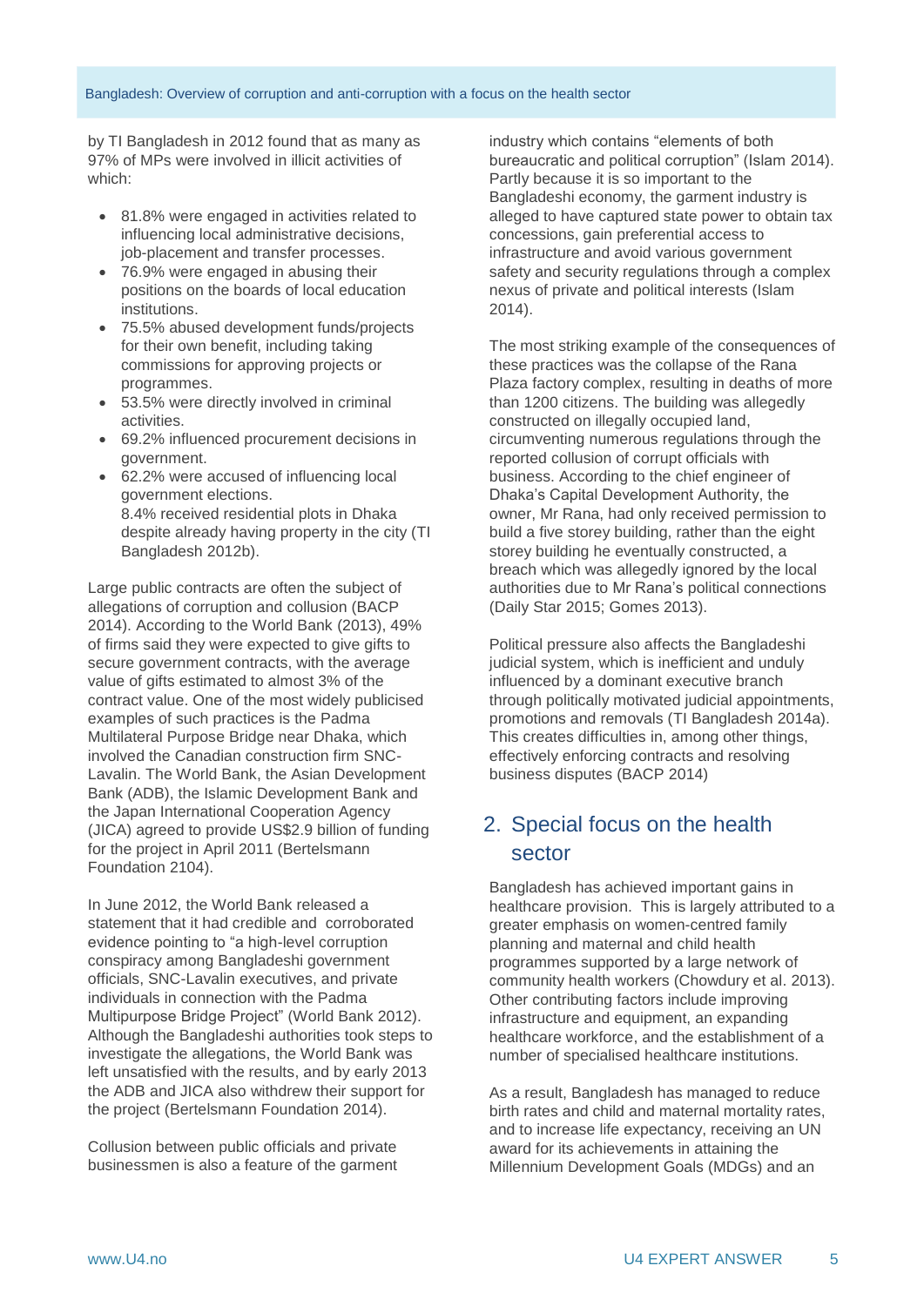by TI Bangladesh in 2012 found that as many as 97% of MPs were involved in illicit activities of which:

- 81.8% were engaged in activities related to influencing local administrative decisions, job-placement and transfer processes.
- 76.9% were engaged in abusing their positions on the boards of local education institutions.
- 75.5% abused development funds/projects for their own benefit, including taking commissions for approving projects or programmes.
- 53.5% were directly involved in criminal activities.
- 69.2% influenced procurement decisions in government.
- 62.2% were accused of influencing local government elections.
  8.4% received residential plots in Dhaka despite already having property in the city (TI Bangladesh 2012b).

Large public contracts are often the subject of allegations of corruption and collusion (BACP 2014). According to the World Bank (2013), 49% of firms said they were expected to give gifts to secure government contracts, with the average value of gifts estimated to almost 3% of the contract value. One of the most widely publicised examples of such practices is the Padma Multilateral Purpose Bridge near Dhaka, which involved the Canadian construction firm SNC-Lavalin. The World Bank, the Asian Development Bank (ADB), the Islamic Development Bank and the Japan International Cooperation Agency (JICA) agreed to provide US$2.9 billion of funding for the project in April 2011 (Bertelsmann Foundation 2104).

In June 2012, the World Bank released a statement that it had credible and corroborated evidence pointing to "a high-level corruption conspiracy among Bangladeshi government officials, SNC-Lavalin executives, and private individuals in connection with the Padma Multipurpose Bridge Project" (World Bank 2012). Although the Bangladeshi authorities took steps to investigate the allegations, the World Bank was left unsatisfied with the results, and by early 2013 the ADB and JICA also withdrew their support for the project (Bertelsmann Foundation 2014).

Collusion between public officials and private businessmen is also a feature of the garment industry which contains "elements of both bureaucratic and political corruption" (Islam 2014). Partly because it is so important to the Bangladeshi economy, the garment industry is alleged to have captured state power to obtain tax concessions, gain preferential access to infrastructure and avoid various government safety and security regulations through a complex nexus of private and political interests (Islam 2014).

The most striking example of the consequences of these practices was the collapse of the Rana Plaza factory complex, resulting in deaths of more than 1200 citizens. The building was allegedly constructed on illegally occupied land, circumventing numerous regulations through the reported collusion of corrupt officials with business. According to the chief engineer of Dhaka's Capital Development Authority, the owner, Mr Rana, had only received permission to build a five storey building, rather than the eight storey building he eventually constructed, a breach which was allegedly ignored by the local authorities due to Mr Rana's political connections (Daily Star 2015; Gomes 2013).

Political pressure also affects the Bangladeshi judicial system, which is largely inefficient and unduly influenced by a dominant executive branch through politically motivated judicial appointments, promotions and removals (TI Bangladesh 2014a). This creates difficulties in, among other things, effectively enforcing contracts and resolving business disputes (BACP 2014)

## 2. Special focus on the health sector

Bangladesh has achieved important gains in healthcare provision. This is largely attributed to a greater emphasis on women-centred family planning and maternal and child health programmes supported by a large network of community health workers (Chowdury et al. 2013). Other contributing factors include improving infrastructure and equipment, an expanding healthcare workforce, and the establishment of a number of specialised healthcare institutions.

As a result, Bangladesh has managed to reduce birth rates and child and maternal mortality rates, and to increase life expectancy, receiving an UN award for its achievements in attaining the Millennium Development Goals (MDGs) and an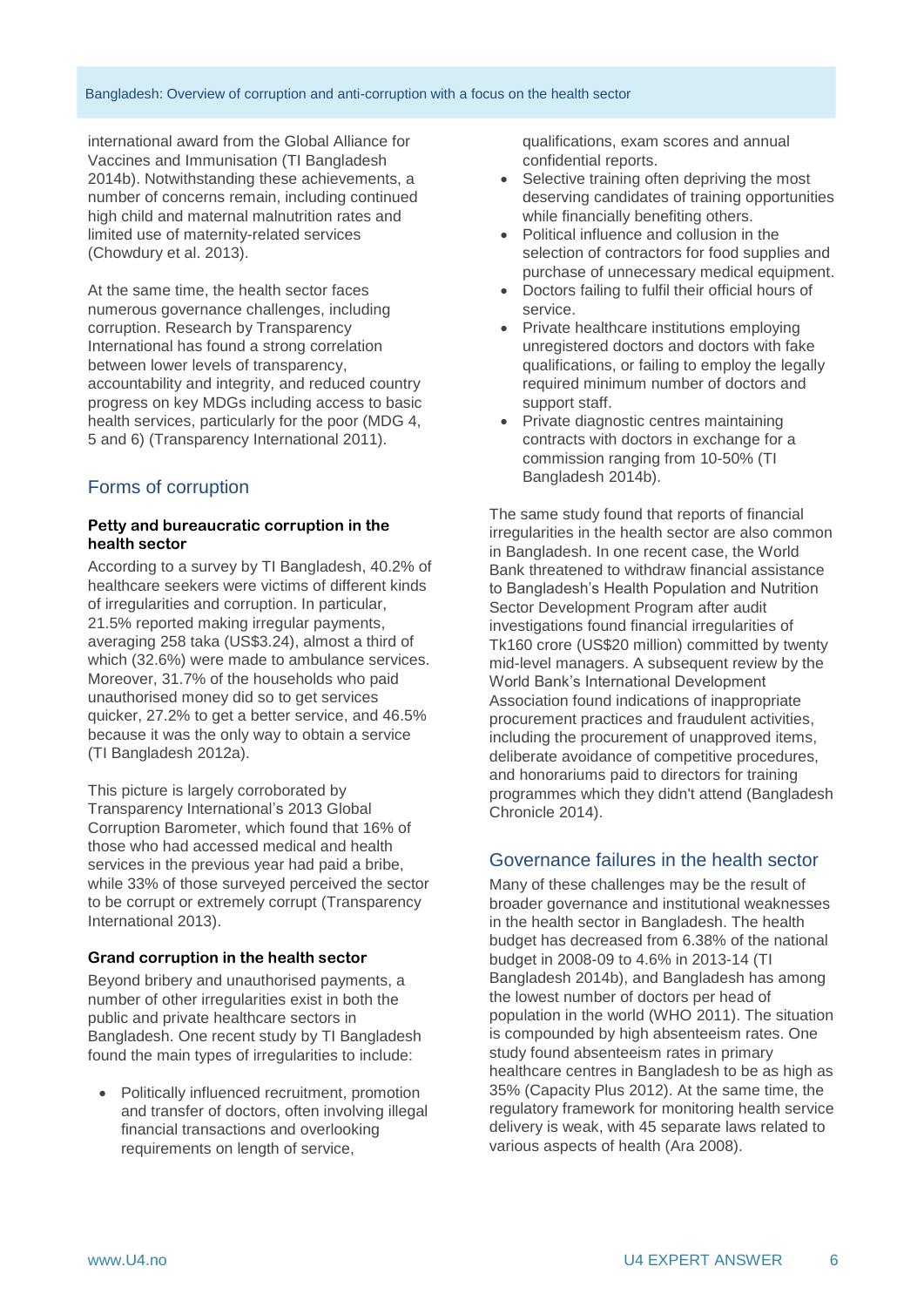international award from the Global Alliance for Vaccines and Immunisation (TI Bangladesh 2014b). Notwithstanding these achievements, a number of concerns remain, including continued high child and maternal malnutrition rates and limited use of maternity-related services (Chowdury et al. 2013).

At the same time, the health sector faces numerous governance challenges, including corruption. Research by Transparency International has found a strong correlation between lower levels of transparency, accountability and integrity, and reduced country progress on key MDGs including access to basic health services, particularly for the poor (MDG 4, 5 and 6) (Transparency International 2011).

## Forms of corruption

### Petty and bureaucratic corruption in the health sector

According to a survey by TI Bangladesh, 40.2% of healthcare seekers were victims of different kinds of irregularities and corruption. In particular, 21.5% reported making irregular payments, averaging 258 taka (US$3.24), almost a third of which (32.6%) were made to ambulance services. Moreover, 31.7% of the households who paid unauthorised money did so to get services quicker, 27.2% to get a better service, and 46.5% because it was the only way to obtain a service (TI Bangladesh 2012a).

This picture is largely corroborated by Transparency International's 2013 Global Corruption Barometer, which found that 16% of those who had accessed medical and health services in the previous year had paid a bribe, while 33% of those surveyed perceived the sector to be corrupt or extremely corrupt (Transparency International 2013).

### Grand corruption in the health sector

Beyond bribery and unauthorised payments, a number of other irregularities exist in both the public and private healthcare sectors in Bangladesh. One recent study by TI Bangladesh found the main types of irregularities to include:

- Politically influenced recruitment, promotion and transfer of doctors, often involving illegal financial transactions and overlooking requirements on length of service, qualifications, exam scores and annual confidential reports.
- Selective training often depriving the most deserving candidates of training opportunities while financially benefiting others.
- Political influence and collusion in the selection of contractors for food supplies and purchase of unnecessary medical equipment.
- Doctors failing to fulfil their official hours of service.
- Private healthcare institutions employing unregistered doctors and doctors with fake qualifications, or failing to employ the legally required minimum number of doctors and support staff.
- Private diagnostic centres maintaining contracts with doctors in exchange for a commission ranging from 10-50% (TI Bangladesh 2014b).

The same study found that reports of financial irregularities in the health sector are also common in Bangladesh. In one recent case, the World Bank threatened to withdraw financial assistance to Bangladesh's Health Population and Nutrition Sector Development Program after audit investigations found financial irregularities of Tk160 crore (US$20 million) committed by twenty mid-level managers. A subsequent review by the World Bank's International Development Association found indications of inappropriate procurement practices and fraudulent activities, including the procurement of unapproved items, deliberate avoidance of competitive procedures, and honorariums paid to directors for training programmes which they didn't attend (Bangladesh Chronicle 2014).

## Governance failures in the health sector

Many of these challenges may be the result of broader governance and institutional weaknesses in the health sector in Bangladesh. The health budget has decreased from 6.38% of the national budget in 2008-09 to 4.6% in 2013-14 (TI Bangladesh 2014b), and Bangladesh has among the lowest number of doctors per head of population in the world (WHO 2011). The situation is compounded by high absenteeism rates. One study found absenteeism rates in primary healthcare centres in Bangladesh to be as high as 35% (Capacity Plus 2012). At the same time, the regulatory framework for monitoring health service delivery is weak, with 45 separate laws related to various aspects of health (Ara 2008).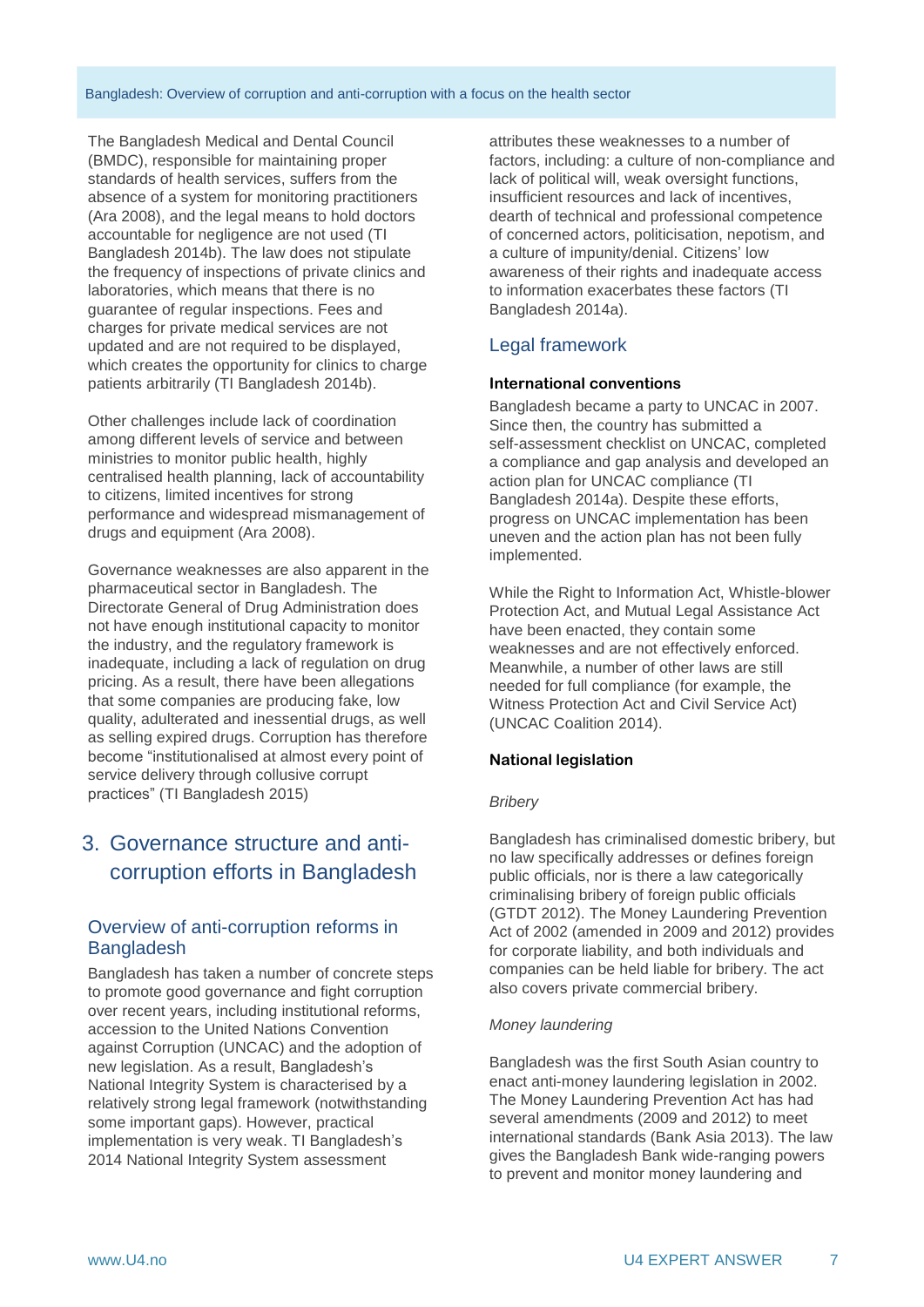The Bangladesh Medical and Dental Council (BMDC), responsible for maintaining proper standards of health services, suffers from the absence of a system for monitoring practitioners (Ara 2008), and the legal means to hold doctors accountable for negligence are not used (TI Bangladesh 2014b). The law does not stipulate the frequency of inspections of private clinics and laboratories, which means that there is no guarantee of regular inspections. Fees and charges for private medical services are not updated and are not required to be displayed, which creates the opportunity for clinics to charge patients arbitrarily (TI Bangladesh 2014b).

Other challenges include lack of coordination among different levels of service and between ministries to monitor public health, highly centralised health planning, lack of accountability to citizens, limited incentives for strong performance and widespread mismanagement of drugs and equipment (Ara 2008).

Governance weaknesses are also apparent in the pharmaceutical sector in Bangladesh. The Directorate General of Drug Administration does not have enough institutional capacity to monitor the industry, and the regulatory framework is inadequate, including a lack of regulation on drug pricing. As a result, there have been allegations that some companies are producing fake, low quality, adulterated and inessential drugs, as well as selling expired drugs. Corruption has therefore become "institutionalised at almost every point of service delivery through collusive corrupt practices" (TI Bangladesh 2015)

# 3. Governance structure and anti-corruption efforts in Bangladesh

## Overview of anti-corruption reforms in Bangladesh

Bangladesh has taken a number of concrete steps to promote good governance and fight corruption over recent years, including institutional reforms, accession to the United Nations Convention against Corruption (UNCAC) and the adoption of new legislation. As a result, Bangladesh's National Integrity System is characterised by a relatively strong legal framework (notwithstanding some important gaps). However, practical implementation is very weak. TI Bangladesh's 2014 National Integrity System assessment attributes these weaknesses to a number of factors, including: a culture of non-compliance and lack of political will, weak oversight functions, insufficient resources and lack of incentives, dearth of technical and professional competence of concerned actors, politicisation, nepotism, and a culture of impunity/denial. Citizens' low awareness of their rights and inadequate access to information exacerbates these factors (TI Bangladesh 2014a).

## Legal framework

### International conventions

Bangladesh became a party to UNCAC in 2007. Since then, the country has submitted a self-assessment checklist on UNCAC, completed a compliance and gap analysis and developed an action plan for UNCAC compliance (TI Bangladesh 2014a). Despite these efforts, progress on UNCAC implementation has been uneven and the action plan has not been fully implemented.

While the Right to Information Act, Whistle-blower Protection Act, and Mutual Legal Assistance Act have been enacted, they contain some weaknesses and are not effectively enforced. Meanwhile, a number of other laws are still needed for full compliance (for example, the Witness Protection Act and Civil Service Act) (UNCAC Coalition 2014).

### National legislation

*Bribery*

Bangladesh has criminalised domestic bribery, but no law specifically addresses or defines foreign public officials, nor is there a law categorically criminalising bribery of foreign public officials (GTDT 2012). The Money Laundering Prevention Act of 2002 (amended in 2009 and 2012) provides for corporate liability, and both individuals and companies can be held liable for bribery. The act also covers private commercial bribery.

*Money laundering*

Bangladesh was the first South Asian country to enact anti-money laundering legislation in 2002. The Money Laundering Prevention Act has had several amendments (2009 and 2012) to meet international standards (Bank Asia 2013). The law gives the Bangladesh Bank wide-ranging powers to prevent and monitor money laundering and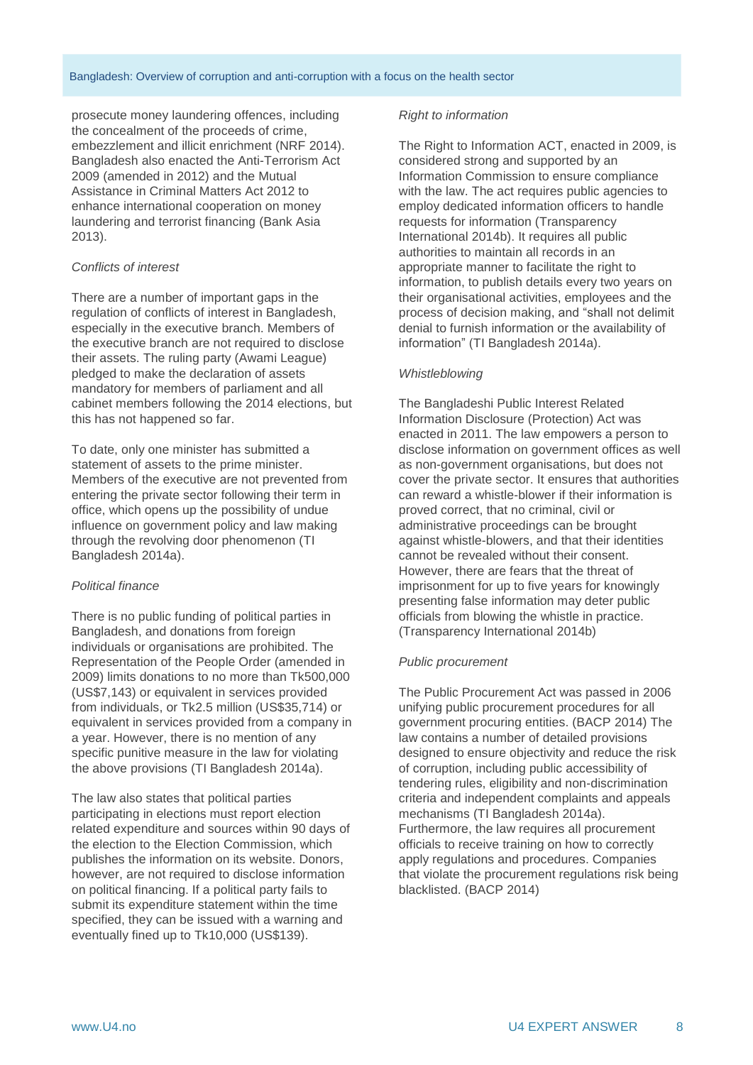prosecute money laundering offences, including the concealment of the proceeds of crime, embezzlement and illicit enrichment (NRF 2014). Bangladesh also enacted the Anti-Terrorism Act 2009 (amended in 2012) and the Mutual Assistance in Criminal Matters Act 2012 to enhance international cooperation on money laundering and terrorist financing (Bank Asia 2013).

*Conflicts of interest*

There are a number of important gaps in the regulation of conflicts of interest in Bangladesh, especially in the executive branch. Members of the executive branch are not required to disclose their assets. The ruling party (Awami League) pledged to make the declaration of assets mandatory for members of parliament and all cabinet members following the 2014 elections, but this has not happened so far.

To date, only one minister has submitted a statement of assets to the prime minister. Members of the executive are not prevented from entering the private sector following their term in office, which opens up the possibility of undue influence on government policy and law making through the revolving door phenomenon (TI Bangladesh 2014a).

*Political finance*

There is no public funding of political parties in Bangladesh, and donations from foreign individuals or organisations are prohibited. The Representation of the People Order (amended in 2009) limits donations to no more than Tk500,000 (US$7,143) or equivalent in services provided from individuals, or Tk2.5 million (US$35,714) or equivalent in services provided from a company in a year. However, there is no mention of any specific punitive measure in the law for violating the above provisions (TI Bangladesh 2014a).

The law also states that political parties participating in elections must report election related expenditure and sources within 90 days of the election to the Election Commission, which publishes the information on its website. Donors, however, are not required to disclose information on political financing. If a political party fails to submit its expenditure statement within the time specified, they can be issued with a warning and eventually fined up to Tk10,000 (US$139).

*Right to information*

The Right to Information ACT, enacted in 2009, is considered strong and supported by an Information Commission to ensure compliance with the law. The act requires public agencies to employ dedicated information officers to handle requests for information (Transparency International 2014b). It requires all public authorities to maintain all records in an appropriate manner to facilitate the right to information, to publish details every two years on their organisational activities, employees and the process of decision making, and "shall not delimit denial to furnish information or the availability of information" (TI Bangladesh 2014a).

*Whistleblowing*

The Bangladeshi Public Interest Related Information Disclosure (Protection) Act was enacted in 2011. The law empowers a person to disclose information on government offices as well as non-government organisations, but does not cover the private sector. It ensures that authorities can reward a whistle-blower if their information is proved correct, that no criminal, civil or administrative proceedings can be brought against whistle-blowers, and that their identities cannot be revealed without their consent. However, there are fears that the threat of imprisonment for up to five years for knowingly presenting false information may deter public officials from blowing the whistle in practice. (Transparency International 2014b)

*Public procurement*

The Public Procurement Act was passed in 2006 unifying public procurement procedures for all government procuring entities. (BACP 2014) The law contains a number of detailed provisions designed to ensure objectivity and reduce the risk of corruption, including public accessibility of tendering rules, eligibility and non-discrimination criteria and independent complaints and appeals mechanisms (TI Bangladesh 2014a). Furthermore, the law requires all procurement officials to receive training on how to correctly apply regulations and procedures. Companies that violate the procurement regulations risk being blacklisted. (BACP 2014)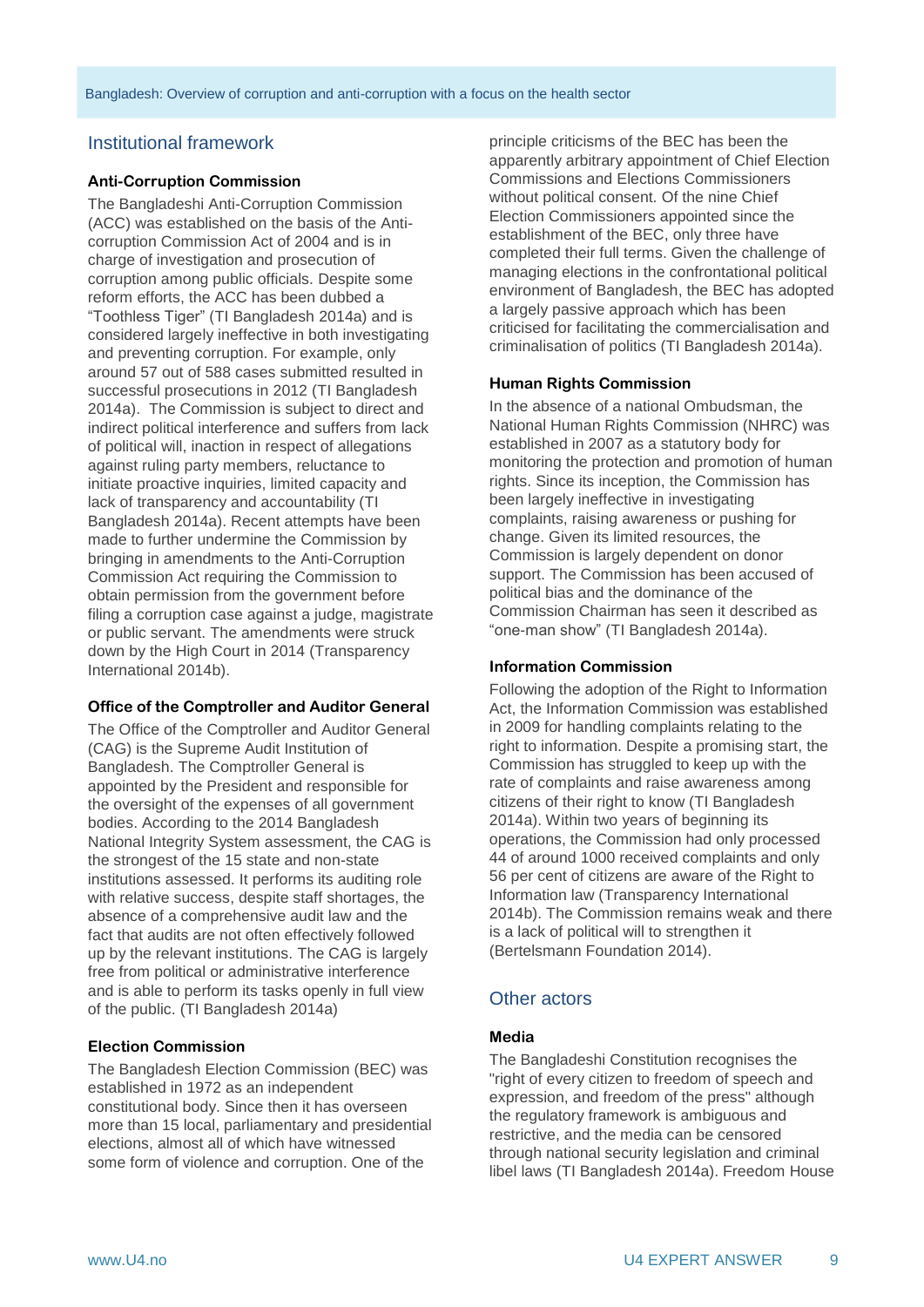## Institutional framework

### Anti-Corruption Commission

The Bangladeshi Anti-Corruption Commission (ACC) was established on the basis of the Anti-corruption Commission Act of 2004 and is in charge of investigation and prosecution of corruption among public officials. Despite some reform efforts, the ACC has been dubbed a "Toothless Tiger" (TI Bangladesh 2014a) and is considered largely ineffective in both investigating and preventing corruption. For example, only around 57 out of 588 cases submitted resulted in successful prosecutions in 2012 (TI Bangladesh 2014a). The Commission is subject to direct and indirect political interference and suffers from lack of political will, inaction in respect of allegations against ruling party members, reluctance to initiate proactive inquiries, limited capacity and lack of transparency and accountability (TI Bangladesh 2014a). Recent attempts have been made to further undermine the Commission by bringing in amendments to the Anti-Corruption Commission Act requiring the Commission to obtain permission from the government before filing a corruption case against a judge, magistrate or public servant. The amendments were struck down by the High Court in 2014 (Transparency International 2014b).

### Office of the Comptroller and Auditor General

The Office of the Comptroller and Auditor General (CAG) is the Supreme Audit Institution of Bangladesh. The Comptroller General is appointed by the President and responsible for the oversight of the expenses of all government bodies. According to the 2014 Bangladesh National Integrity System assessment, the CAG is the strongest of the 15 state and non-state institutions assessed. It performs its auditing role with relative success, despite staff shortages, the absence of a comprehensive audit law and the fact that audits are not often effectively followed up by the relevant institutions. The CAG is largely free from political or administrative interference and is able to perform its tasks openly in full view of the public. (TI Bangladesh 2014a)

### Election Commission

The Bangladesh Election Commission (BEC) was established in 1972 as an independent constitutional body. Since then it has overseen more than 15 local, parliamentary and presidential elections, almost all of which have witnessed some form of violence and corruption. One of the principle criticisms of the BEC has been the apparently arbitrary appointment of Chief Election Commissions and Elections Commissioners without political consent. Of the nine Chief Election Commissioners appointed since the establishment of the BEC, only three have completed their full terms. Given the challenge of managing elections in the confrontational political environment of Bangladesh, the BEC has adopted a largely passive approach which has been criticised for facilitating the commercialisation and criminalisation of politics (TI Bangladesh 2014a).

### Human Rights Commission

In the absence of a national Ombudsman, the National Human Rights Commission (NHRC) was established in 2007 as a statutory body for monitoring the protection and promotion of human rights. Since its inception, the Commission has been largely ineffective in investigating complaints, raising awareness or pushing for change. Given its limited resources, the Commission is largely dependent on donor support. The Commission has been accused of political bias and the dominance of the Commission Chairman has seen it described as "one-man show" (TI Bangladesh 2014a).

### Information Commission

Following the adoption of the Right to Information Act, the Information Commission was established in 2009 for handling complaints relating to the right to information. Despite a promising start, the Commission has struggled to keep up with the rate of complaints and raise awareness among citizens of their right to know (TI Bangladesh 2014a). Within two years of beginning its operations, the Commission had only processed 44 of around 1000 received complaints and only 56 per cent of citizens are aware of the Right to Information law (Transparency International 2014b). The Commission remains weak and there is a lack of political will to strengthen it (Bertelsmann Foundation 2014).

## Other actors

### Media

The Bangladeshi Constitution recognises the "right of every citizen to freedom of speech and expression, and freedom of the press" although the regulatory framework is ambiguous and restrictive, and the media can be censored through national security legislation and criminal libel laws (TI Bangladesh 2014a). Freedom House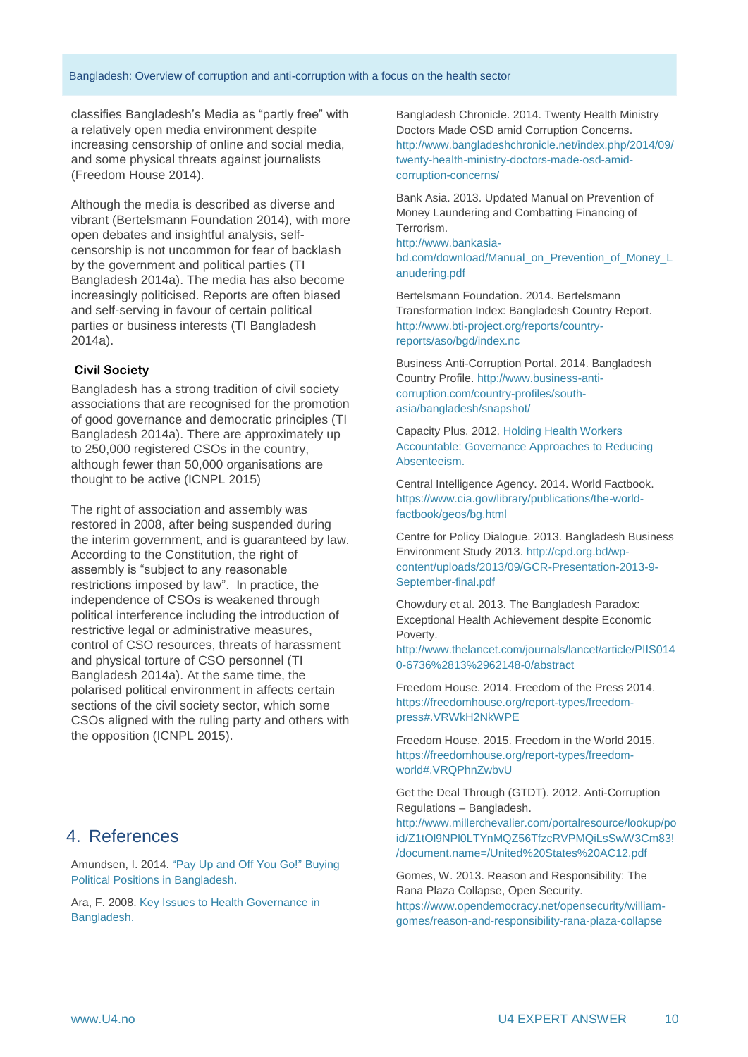classifies Bangladesh's Media as "partly free" with a relatively open media environment despite increasing censorship of online and social media, and some physical threats against journalists (Freedom House 2014).

Although the media is described as diverse and vibrant (Bertelsmann Foundation 2014), with more open debates and insightful analysis, self-censorship is not uncommon for fear of backlash by the government and political parties (TI Bangladesh 2014a). The media has also become increasingly politicised. Reports are often biased and self-serving in favour of certain political parties or business interests (TI Bangladesh 2014a).

### Civil Society

Bangladesh has a strong tradition of civil society associations that are recognised for the promotion of good governance and democratic principles (TI Bangladesh 2014a). There are approximately up to 250,000 registered CSOs in the country, although fewer than 50,000 organisations are thought to be active (ICNPL 2015)

The right of association and assembly was restored in 2008, after being suspended during the interim government, and is guaranteed by law. According to the Constitution, the right of assembly is "subject to any reasonable restrictions imposed by law". In practice, the independence of CSOs is weakened through political interference including the introduction of restrictive legal or administrative measures, control of CSO resources, threats of harassment and physical torture of CSO personnel (TI Bangladesh 2014a). At the same time, the polarised political environment in affects certain sections of the civil society sector, which some CSOs aligned with the ruling party and others with the opposition (ICNPL 2015).

## 4. References

Amundsen, I. 2014. "Pay Up and Off You Go!" Buying Political Positions in Bangladesh.

Ara, F. 2008. Key Issues to Health Governance in Bangladesh.

Bangladesh Chronicle. 2014. Twenty Health Ministry Doctors Made OSD amid Corruption Concerns. http://www.bangladeshchronicle.net/index.php/2014/09/twenty-health-ministry-doctors-made-osd-amid-corruption-concerns/

Bank Asia. 2013. Updated Manual on Prevention of Money Laundering and Combatting Financing of Terrorism. http://www.bankasia-bd.com/download/Manual_on_Prevention_of_Money_Laundering.pdf

Bertelsmann Foundation. 2014. Bertelsmann Transformation Index: Bangladesh Country Report. http://www.bti-project.org/reports/country-reports/aso/bgd/index.nc

Business Anti-Corruption Portal. 2014. Bangladesh Country Profile. http://www.business-anti-corruption.com/country-profiles/south-asia/bangladesh/snapshot/

Capacity Plus. 2012. Holding Health Workers Accountable: Governance Approaches to Reducing Absenteeism.

Central Intelligence Agency. 2014. World Factbook. https://www.cia.gov/library/publications/the-world-factbook/geos/bg.html

Centre for Policy Dialogue. 2013. Bangladesh Business Environment Study 2013. http://cpd.org.bd/wp-content/uploads/2013/09/GCR-Presentation-2013-9-September-final.pdf

Chowdury et al. 2013. The Bangladesh Paradox: Exceptional Health Achievement despite Economic Poverty. http://www.thelancet.com/journals/lancet/article/PIIS0140-6736%2813%2962148-0/abstract

Freedom House. 2014. Freedom of the Press 2014. https://freedomhouse.org/report-types/freedom-press#.VRWkH2NkWPE

Freedom House. 2015. Freedom in the World 2015. https://freedomhouse.org/report-types/freedom-world#.VRQPhnZwbvU

Get the Deal Through (GTDT). 2012. Anti-Corruption Regulations – Bangladesh. http://www.millerchevalier.com/portalresource/lookup/poid/Z1tOl9NPl0LTYnMQZ56TfzcRVPMQiLsSwW3Cm83!/document.name=/United%20States%20AC12.pdf

Gomes, W. 2013. Reason and Responsibility: The Rana Plaza Collapse, Open Security. https://www.opendemocracy.net/opensecurity/william-gomes/reason-and-responsibility-rana-plaza-collapse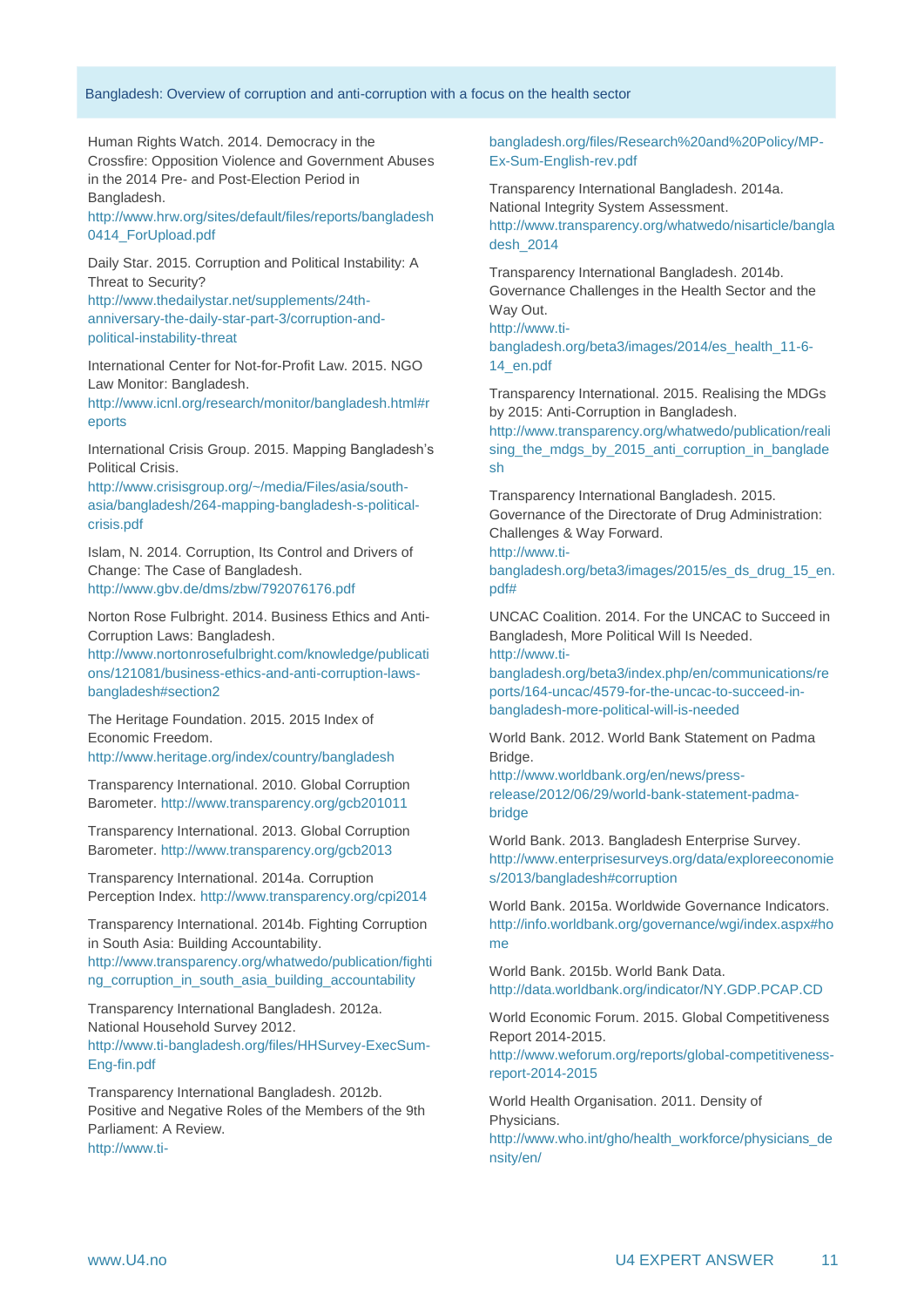Human Rights Watch. 2014. Democracy in the Crossfire: Opposition Violence and Government Abuses in the 2014 Pre- and Post-Election Period in Bangladesh.
http://www.hrw.org/sites/default/files/reports/bangladesh0414_ForUpload.pdf

Daily Star. 2015. Corruption and Political Instability: A Threat to Security?
http://www.thedailystar.net/supplements/24th-anniversary-the-daily-star-part-3/corruption-and-political-instability-threat

International Center for Not-for-Profit Law. 2015. NGO Law Monitor: Bangladesh.
http://www.icnl.org/research/monitor/bangladesh.html#reports

International Crisis Group. 2015. Mapping Bangladesh's Political Crisis.
http://www.crisisgroup.org/~/media/Files/asia/south-asia/bangladesh/264-mapping-bangladesh-s-political-crisis.pdf

Islam, N. 2014. Corruption, Its Control and Drivers of Change: The Case of Bangladesh.
http://www.gbv.de/dms/zbw/792076176.pdf

Norton Rose Fulbright. 2014. Business Ethics and Anti-Corruption Laws: Bangladesh.
http://www.nortonrosefulbright.com/knowledge/publications/121081/business-ethics-and-anti-corruption-laws-bangladesh#section2

The Heritage Foundation. 2015. 2015 Index of Economic Freedom.
http://www.heritage.org/index/country/bangladesh

Transparency International. 2010. Global Corruption Barometer. http://www.transparency.org/gcb201011

Transparency International. 2013. Global Corruption Barometer. http://www.transparency.org/gcb2013

Transparency International. 2014a. Corruption Perception Index. http://www.transparency.org/cpi2014

Transparency International. 2014b. Fighting Corruption in South Asia: Building Accountability.
http://www.transparency.org/whatwedo/publication/fighting_corruption_in_south_asia_building_accountability

Transparency International Bangladesh. 2012a. National Household Survey 2012.
http://www.ti-bangladesh.org/files/HHSurvey-ExecSum-Eng-fin.pdf

Transparency International Bangladesh. 2012b. Positive and Negative Roles of the Members of the 9th Parliament: A Review.
http://www.ti-bangladesh.org/files/Research%20and%20Policy/MP-Ex-Sum-English-rev.pdf

Transparency International Bangladesh. 2014a. National Integrity System Assessment.
http://www.transparency.org/whatwedo/nisarticle/bangladesh_2014

Transparency International Bangladesh. 2014b. Governance Challenges in the Health Sector and the Way Out.
http://www.ti-bangladesh.org/beta3/images/2014/es_health_11-6-14_en.pdf

Transparency International. 2015. Realising the MDGs by 2015: Anti-Corruption in Bangladesh.
http://www.transparency.org/whatwedo/publication/realising_the_mdgs_by_2015_anti_corruption_in_bangladesh

Transparency International Bangladesh. 2015. Governance of the Directorate of Drug Administration: Challenges & Way Forward.
http://www.ti-bangladesh.org/beta3/images/2015/es_ds_drug_15_en.pdf#

UNCAC Coalition. 2014. For the UNCAC to Succeed in Bangladesh, More Political Will Is Needed.
http://www.ti-bangladesh.org/beta3/index.php/en/communications/reports/164-uncac/4579-for-the-uncac-to-succeed-in-bangladesh-more-political-will-is-needed

World Bank. 2012. World Bank Statement on Padma Bridge.
http://www.worldbank.org/en/news/press-release/2012/06/29/world-bank-statement-padma-bridge

World Bank. 2013. Bangladesh Enterprise Survey.
http://www.enterprisesurveys.org/data/exploreeconomies/2013/bangladesh#corruption

World Bank. 2015a. Worldwide Governance Indicators.
http://info.worldbank.org/governance/wgi/index.aspx#home

World Bank. 2015b. World Bank Data.
http://data.worldbank.org/indicator/NY.GDP.PCAP.CD

World Economic Forum. 2015. Global Competitiveness Report 2014-2015.
http://www.weforum.org/reports/global-competitiveness-report-2014-2015

World Health Organisation. 2011. Density of Physicians.
http://www.who.int/gho/health_workforce/physicians_density/en/